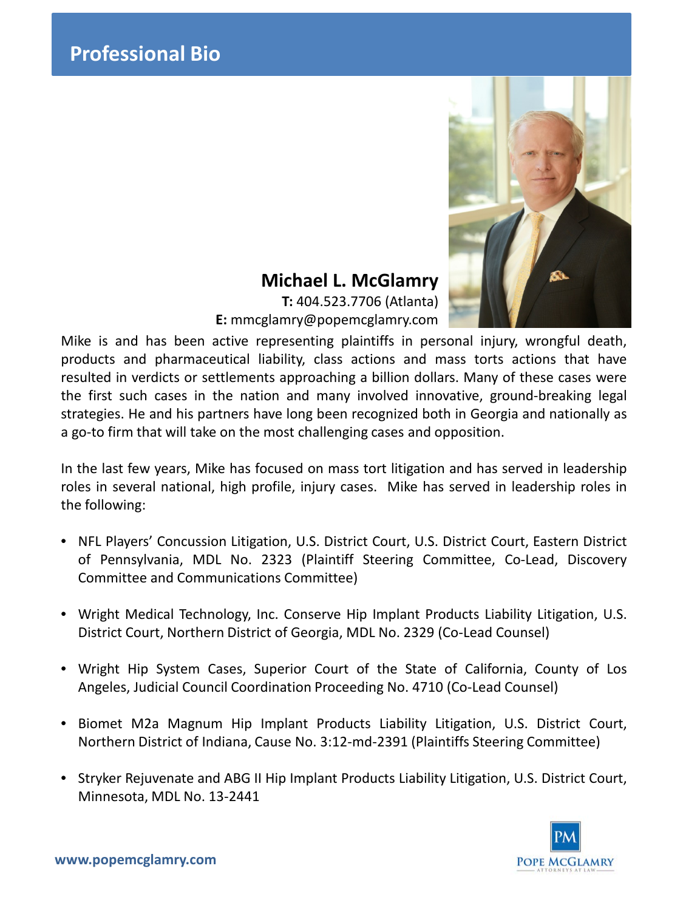# Professional Bio

## Michael L. McGlamry

**T:** 404.523.7706 (Atlanta)
**E:** mmcglamry@popemcglamry.com

Mike is and has been active representing plaintiffs in personal injury, wrongful death, products and pharmaceutical liability, class actions and mass torts actions that have resulted in verdicts or settlements approaching a billion dollars. Many of these cases were the first such cases in the nation and many involved innovative, ground-breaking legal strategies. He and his partners have long been recognized both in Georgia and nationally as a go-to firm that will take on the most challenging cases and opposition.

In the last few years, Mike has focused on mass tort litigation and has served in leadership roles in several national, high profile, injury cases. Mike has served in leadership roles in the following:

- NFL Players' Concussion Litigation, U.S. District Court, U.S. District Court, Eastern District of Pennsylvania, MDL No. 2323 (Plaintiff Steering Committee, Co-Lead, Discovery Committee and Communications Committee)

- Wright Medical Technology, Inc. Conserve Hip Implant Products Liability Litigation, U.S. District Court, Northern District of Georgia, MDL No. 2329 (Co-Lead Counsel)

- Wright Hip System Cases, Superior Court of the State of California, County of Los Angeles, Judicial Council Coordination Proceeding No. 4710 (Co-Lead Counsel)

- Biomet M2a Magnum Hip Implant Products Liability Litigation, U.S. District Court, Northern District of Indiana, Cause No. 3:12-md-2391 (Plaintiffs Steering Committee)

- Stryker Rejuvenate and ABG II Hip Implant Products Liability Litigation, U.S. District Court, Minnesota, MDL No. 13-2441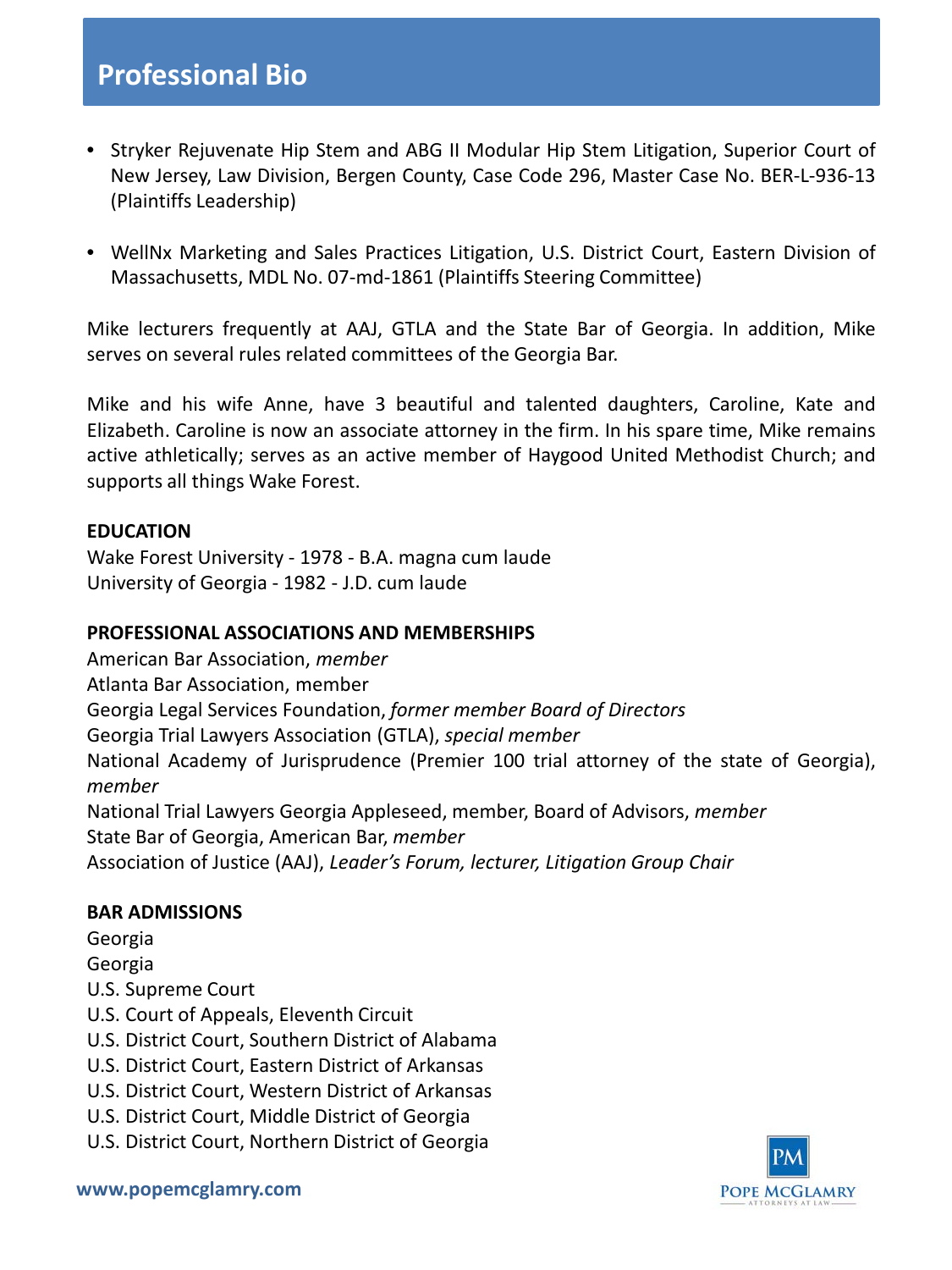## Professional Bio

- Stryker Rejuvenate Hip Stem and ABG II Modular Hip Stem Litigation, Superior Court of New Jersey, Law Division, Bergen County, Case Code 296, Master Case No. BER-L-936-13 (Plaintiffs Leadership)
- WellNx Marketing and Sales Practices Litigation, U.S. District Court, Eastern Division of Massachusetts, MDL No. 07-md-1861 (Plaintiffs Steering Committee)

Mike lecturers frequently at AAJ, GTLA and the State Bar of Georgia. In addition, Mike serves on several rules related committees of the Georgia Bar.

Mike and his wife Anne, have 3 beautiful and talented daughters, Caroline, Kate and Elizabeth. Caroline is now an associate attorney in the firm. In his spare time, Mike remains active athletically; serves as an active member of Haygood United Methodist Church; and supports all things Wake Forest.

**EDUCATION**

Wake Forest University - 1978 - B.A. magna cum laude
University of Georgia - 1982 - J.D. cum laude

**PROFESSIONAL ASSOCIATIONS AND MEMBERSHIPS**

American Bar Association, *member*
Atlanta Bar Association, member
Georgia Legal Services Foundation, *former member Board of Directors*
Georgia Trial Lawyers Association (GTLA), *special member*
National Academy of Jurisprudence (Premier 100 trial attorney of the state of Georgia), *member*
National Trial Lawyers Georgia Appleseed, member, Board of Advisors, *member*
State Bar of Georgia, American Bar, *member*
Association of Justice (AAJ), *Leader's Forum, lecturer, Litigation Group Chair*

**BAR ADMISSIONS**

Georgia
Georgia
U.S. Supreme Court
U.S. Court of Appeals, Eleventh Circuit
U.S. District Court, Southern District of Alabama
U.S. District Court, Eastern District of Arkansas
U.S. District Court, Western District of Arkansas
U.S. District Court, Middle District of Georgia
U.S. District Court, Northern District of Georgia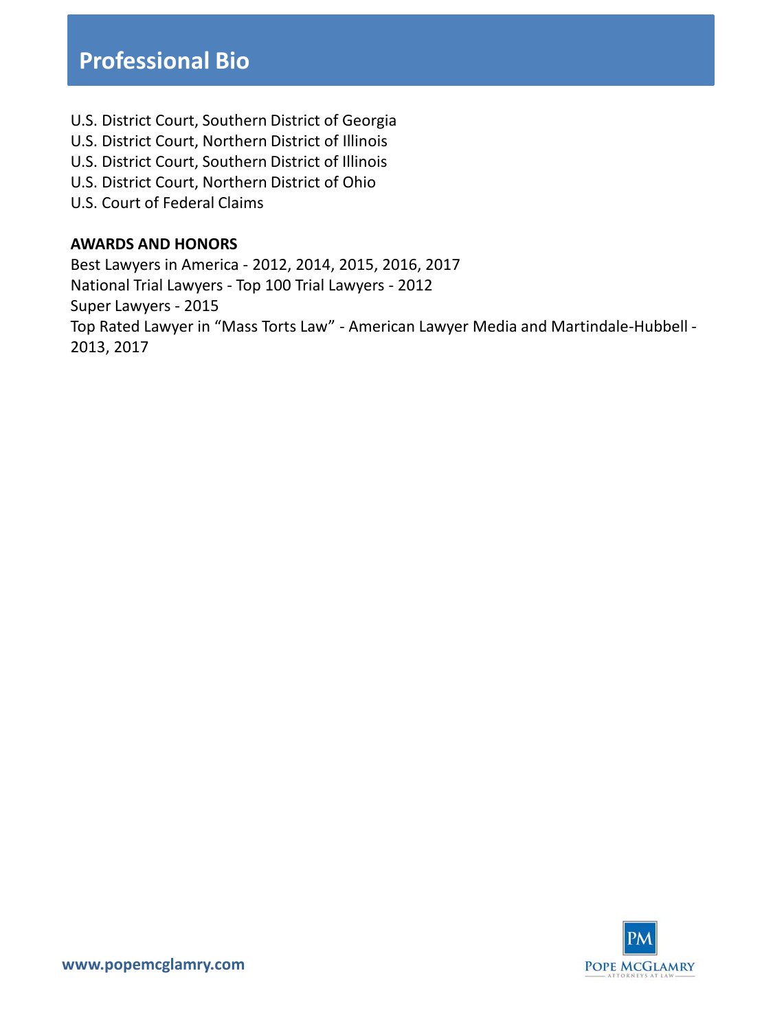U.S. District Court, Southern District of Georgia
U.S. District Court, Northern District of Illinois
U.S. District Court, Southern District of Illinois
U.S. District Court, Northern District of Ohio
U.S. Court of Federal Claims

**AWARDS AND HONORS**

Best Lawyers in America - 2012, 2014, 2015, 2016, 2017
National Trial Lawyers - Top 100 Trial Lawyers - 2012
Super Lawyers - 2015
Top Rated Lawyer in "Mass Torts Law" - American Lawyer Media and Martindale-Hubbell - 2013, 2017